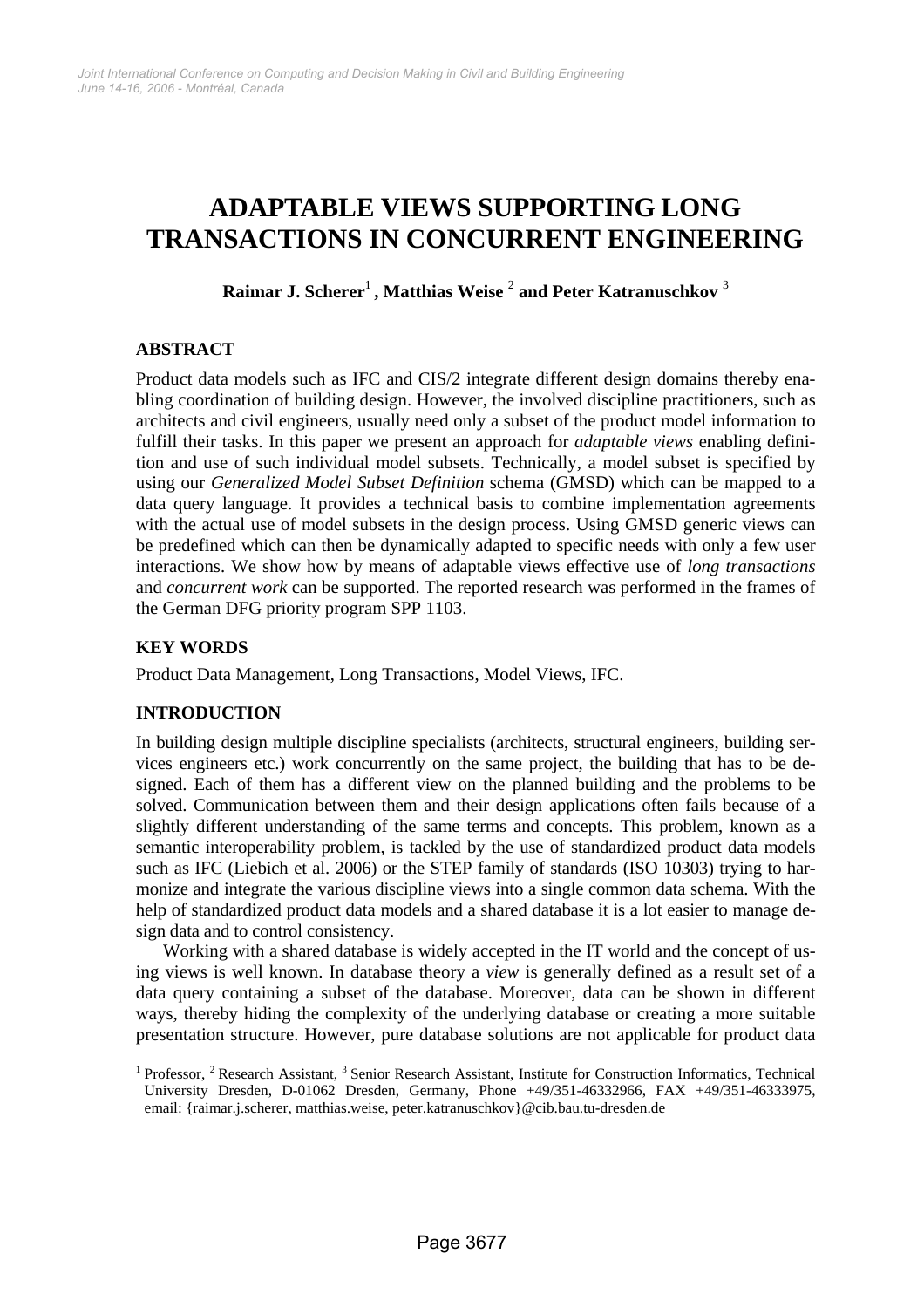# ADAPTABLE VIEWS SUPPORTING LONG TRANSACTIONS IN CONCURRENT ENGINEERING

**Raimar J. Scherer[1], Matthias Weise[2] and Peter Katranuschkov[3]**

## ABSTRACT

Product data models such as IFC and CIS/2 integrate different design domains thereby enabling coordination of building design. However, the involved discipline practitioners, such as architects and civil engineers, usually need only a subset of the product model information to fulfill their tasks. In this paper we present an approach for *adaptable views* enabling definition and use of such individual model subsets. Technically, a model subset is specified by using our *Generalized Model Subset Definition* schema (GMSD) which can be mapped to a data query language. It provides a technical basis to combine implementation agreements with the actual use of model subsets in the design process. Using GMSD generic views can be predefined which can then be dynamically adapted to specific needs with only a few user interactions. We show how by means of adaptable views effective use of *long transactions* and *concurrent work* can be supported. The reported research was performed in the frames of the German DFG priority program SPP 1103.

## KEY WORDS

Product Data Management, Long Transactions, Model Views, IFC.

## INTRODUCTION

In building design multiple discipline specialists (architects, structural engineers, building services engineers etc.) work concurrently on the same project, the building that has to be designed. Each of them has a different view on the planned building and the problems to be solved. Communication between them and their design applications often fails because of a slightly different understanding of the same terms and concepts. This problem, known as a semantic interoperability problem, is tackled by the use of standardized product data models such as IFC (Liebich et al. 2006) or the STEP family of standards (ISO 10303) trying to harmonize and integrate the various discipline views into a single common data schema. With the help of standardized product data models and a shared database it is a lot easier to manage design data and to control consistency.

Working with a shared database is widely accepted in the IT world and the concept of using views is well known. In database theory a *view* is generally defined as a result set of a data query containing a subset of the database. Moreover, data can be shown in different ways, thereby hiding the complexity of the underlying database or creating a more suitable presentation structure. However, pure database solutions are not applicable for product data

---

[1] Professor, [2] Research Assistant, [3] Senior Research Assistant, Institute for Construction Informatics, Technical University Dresden, D-01062 Dresden, Germany, Phone +49/351-46332966, FAX +49/351-46333975, email: {raimar.j.scherer, matthias.weise, peter.katranuschkov}@cib.bau.tu-dresden.de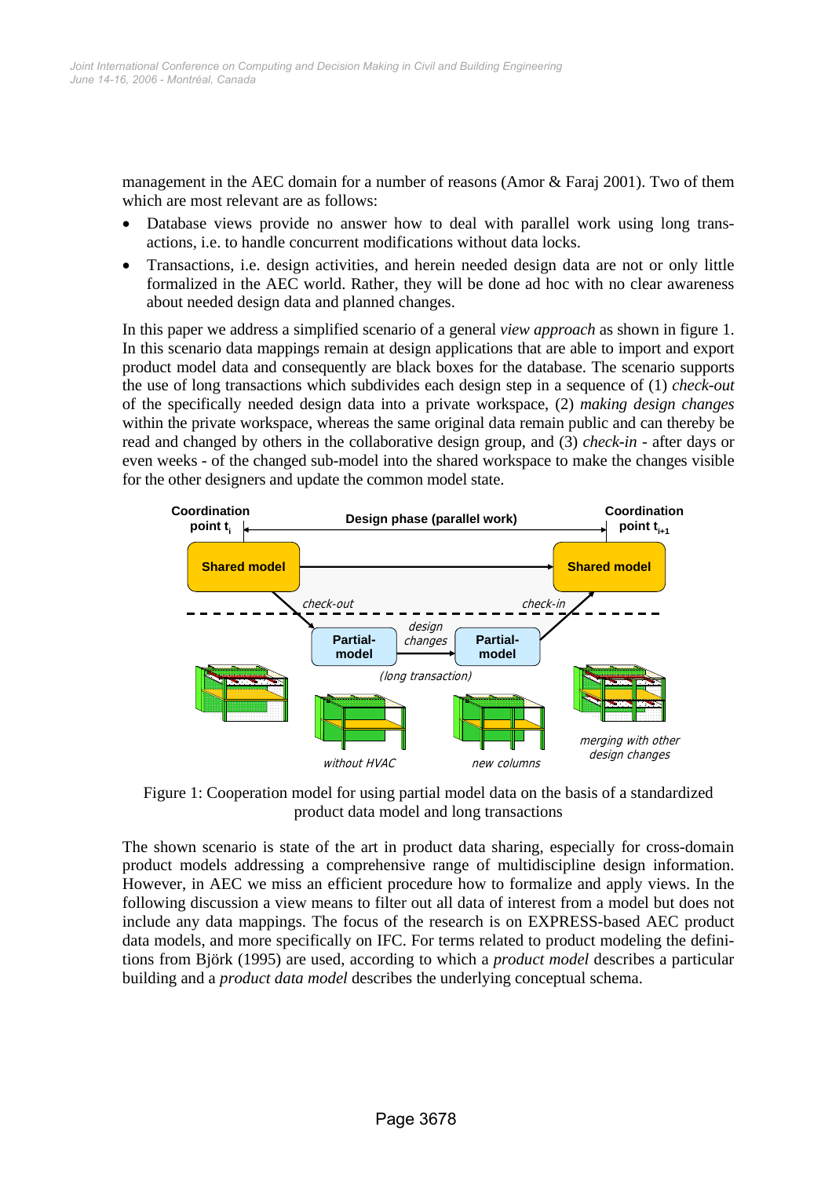management in the AEC domain for a number of reasons (Amor & Faraj 2001). Two of them which are most relevant are as follows:

- Database views provide no answer how to deal with parallel work using long transactions, i.e. to handle concurrent modifications without data locks.
- Transactions, i.e. design activities, and herein needed design data are not or only little formalized in the AEC world. Rather, they will be done ad hoc with no clear awareness about needed design data and planned changes.

In this paper we address a simplified scenario of a general *view approach* as shown in figure 1. In this scenario data mappings remain at design applications that are able to import and export product model data and consequently are black boxes for the database. The scenario supports the use of long transactions which subdivides each design step in a sequence of (1) *check-out* of the specifically needed design data into a private workspace, (2) *making design changes* within the private workspace, whereas the same original data remain public and can thereby be read and changed by others in the collaborative design group, and (3) *check-in* - after days or even weeks - of the changed sub-model into the shared workspace to make the changes visible for the other designers and update the common model state.

Figure 1: Cooperation model for using partial model data on the basis of a standardized product data model and long transactions

The shown scenario is state of the art in product data sharing, especially for cross-domain product models addressing a comprehensive range of multidiscipline design information. However, in AEC we miss an efficient procedure how to formalize and apply views. In the following discussion a view means to filter out all data of interest from a model but does not include any data mappings. The focus of the research is on EXPRESS-based AEC product data models, and more specifically on IFC. For terms related to product modeling the definitions from Björk (1995) are used, according to which a *product model* describes a particular building and a *product data model* describes the underlying conceptual schema.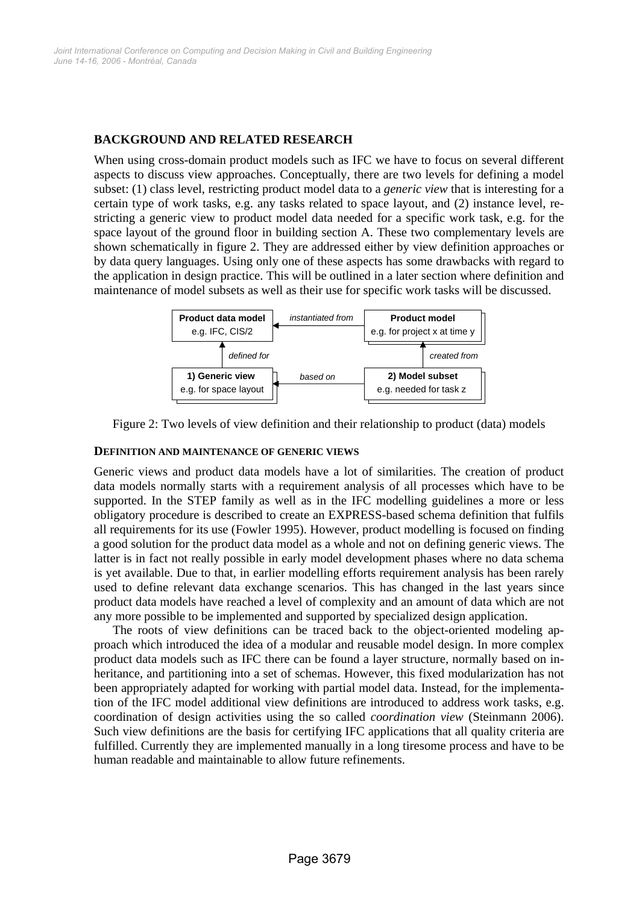## BACKGROUND AND RELATED RESEARCH

When using cross-domain product models such as IFC we have to focus on several different aspects to discuss view approaches. Conceptually, there are two levels for defining a model subset: (1) class level, restricting product model data to a *generic view* that is interesting for a certain type of work tasks, e.g. any tasks related to space layout, and (2) instance level, restricting a generic view to product model data needed for a specific work task, e.g. for the space layout of the ground floor in building section A. These two complementary levels are shown schematically in figure 2. They are addressed either by view definition approaches or by data query languages. Using only one of these aspects has some drawbacks with regard to the application in design practice. This will be outlined in a later section where definition and maintenance of model subsets as well as their use for specific work tasks will be discussed.

Figure 2: Two levels of view definition and their relationship to product (data) models

### DEFINITION AND MAINTENANCE OF GENERIC VIEWS

Generic views and product data models have a lot of similarities. The creation of product data models normally starts with a requirement analysis of all processes which have to be supported. In the STEP family as well as in the IFC modelling guidelines a more or less obligatory procedure is described to create an EXPRESS-based schema definition that fulfils all requirements for its use (Fowler 1995). However, product modelling is focused on finding a good solution for the product data model as a whole and not on defining generic views. The latter is in fact not really possible in early model development phases where no data schema is yet available. Due to that, in earlier modelling efforts requirement analysis has been rarely used to define relevant data exchange scenarios. This has changed in the last years since product data models have reached a level of complexity and an amount of data which are not any more possible to be implemented and supported by specialized design application.

The roots of view definitions can be traced back to the object-oriented modeling approach which introduced the idea of a modular and reusable model design. In more complex product data models such as IFC there can be found a layer structure, normally based on inheritance, and partitioning into a set of schemas. However, this fixed modularization has not been appropriately adapted for working with partial model data. Instead, for the implementation of the IFC model additional view definitions are introduced to address work tasks, e.g. coordination of design activities using the so called *coordination view* (Steinmann 2006). Such view definitions are the basis for certifying IFC applications that all quality criteria are fulfilled. Currently they are implemented manually in a long tiresome process and have to be human readable and maintainable to allow future refinements.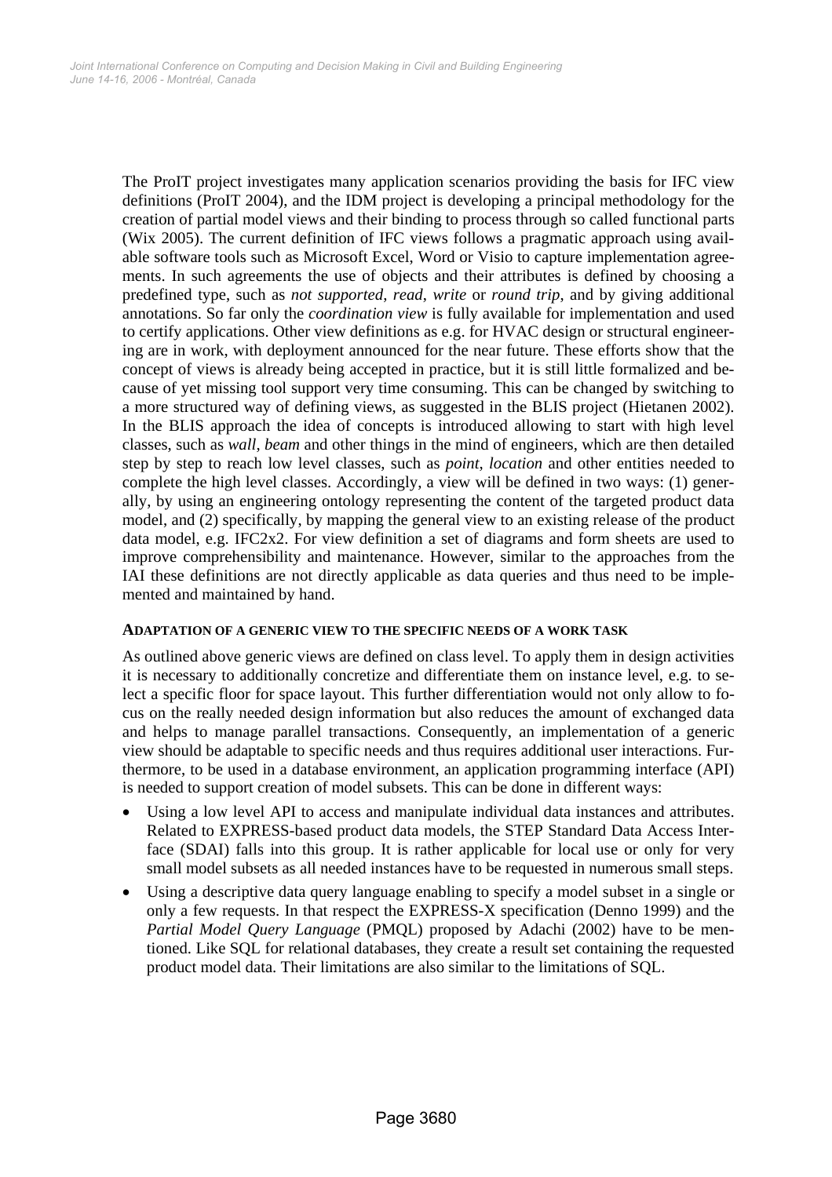The ProIT project investigates many application scenarios providing the basis for IFC view definitions (ProIT 2004), and the IDM project is developing a principal methodology for the creation of partial model views and their binding to process through so called functional parts (Wix 2005). The current definition of IFC views follows a pragmatic approach using available software tools such as Microsoft Excel, Word or Visio to capture implementation agreements. In such agreements the use of objects and their attributes is defined by choosing a predefined type, such as *not supported*, *read*, *write* or *round trip*, and by giving additional annotations. So far only the *coordination view* is fully available for implementation and used to certify applications. Other view definitions as e.g. for HVAC design or structural engineering are in work, with deployment announced for the near future. These efforts show that the concept of views is already being accepted in practice, but it is still little formalized and because of yet missing tool support very time consuming. This can be changed by switching to a more structured way of defining views, as suggested in the BLIS project (Hietanen 2002). In the BLIS approach the idea of concepts is introduced allowing to start with high level classes, such as *wall*, *beam* and other things in the mind of engineers, which are then detailed step by step to reach low level classes, such as *point*, *location* and other entities needed to complete the high level classes. Accordingly, a view will be defined in two ways: (1) generally, by using an engineering ontology representing the content of the targeted product data model, and (2) specifically, by mapping the general view to an existing release of the product data model, e.g. IFC2x2. For view definition a set of diagrams and form sheets are used to improve comprehensibility and maintenance. However, similar to the approaches from the IAI these definitions are not directly applicable as data queries and thus need to be implemented and maintained by hand.

### ADAPTATION OF A GENERIC VIEW TO THE SPECIFIC NEEDS OF A WORK TASK

As outlined above generic views are defined on class level. To apply them in design activities it is necessary to additionally concretize and differentiate them on instance level, e.g. to select a specific floor for space layout. This further differentiation would not only allow to focus on the really needed design information but also reduces the amount of exchanged data and helps to manage parallel transactions. Consequently, an implementation of a generic view should be adaptable to specific needs and thus requires additional user interactions. Furthermore, to be used in a database environment, an application programming interface (API) is needed to support creation of model subsets. This can be done in different ways:

- Using a low level API to access and manipulate individual data instances and attributes. Related to EXPRESS-based product data models, the STEP Standard Data Access Interface (SDAI) falls into this group. It is rather applicable for local use or only for very small model subsets as all needed instances have to be requested in numerous small steps.
- Using a descriptive data query language enabling to specify a model subset in a single or only a few requests. In that respect the EXPRESS-X specification (Denno 1999) and the *Partial Model Query Language* (PMQL) proposed by Adachi (2002) have to be mentioned. Like SQL for relational databases, they create a result set containing the requested product model data. Their limitations are also similar to the limitations of SQL.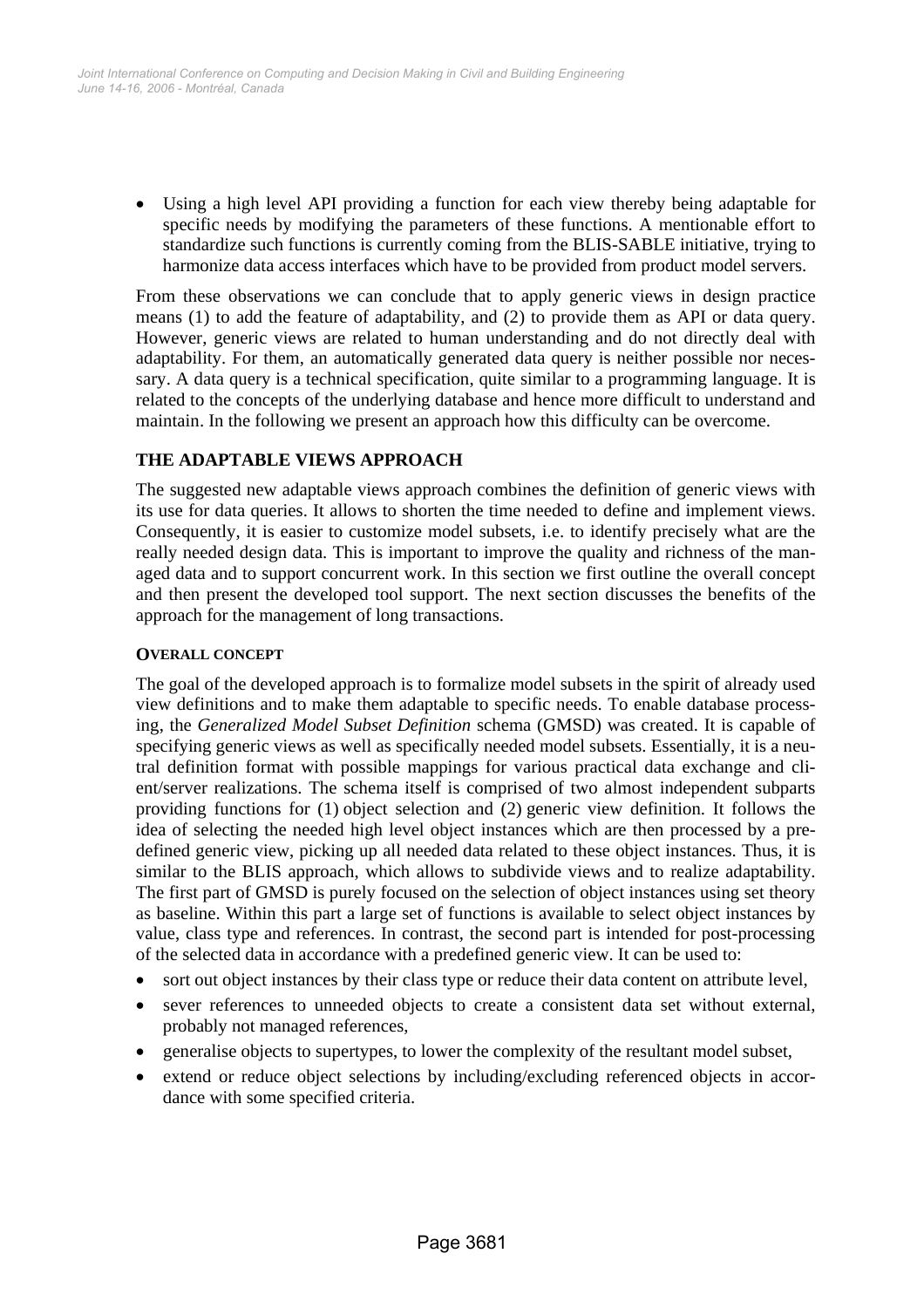- Using a high level API providing a function for each view thereby being adaptable for specific needs by modifying the parameters of these functions. A mentionable effort to standardize such functions is currently coming from the BLIS-SABLE initiative, trying to harmonize data access interfaces which have to be provided from product model servers.

From these observations we can conclude that to apply generic views in design practice means (1) to add the feature of adaptability, and (2) to provide them as API or data query. However, generic views are related to human understanding and do not directly deal with adaptability. For them, an automatically generated data query is neither possible nor necessary. A data query is a technical specification, quite similar to a programming language. It is related to the concepts of the underlying database and hence more difficult to understand and maintain. In the following we present an approach how this difficulty can be overcome.

## THE ADAPTABLE VIEWS APPROACH

The suggested new adaptable views approach combines the definition of generic views with its use for data queries. It allows to shorten the time needed to define and implement views. Consequently, it is easier to customize model subsets, i.e. to identify precisely what are the really needed design data. This is important to improve the quality and richness of the managed data and to support concurrent work. In this section we first outline the overall concept and then present the developed tool support. The next section discusses the benefits of the approach for the management of long transactions.

### OVERALL CONCEPT

The goal of the developed approach is to formalize model subsets in the spirit of already used view definitions and to make them adaptable to specific needs. To enable database processing, the *Generalized Model Subset Definition* schema (GMSD) was created. It is capable of specifying generic views as well as specifically needed model subsets. Essentially, it is a neutral definition format with possible mappings for various practical data exchange and client/server realizations. The schema itself is comprised of two almost independent subparts providing functions for (1) object selection and (2) generic view definition. It follows the idea of selecting the needed high level object instances which are then processed by a predefined generic view, picking up all needed data related to these object instances. Thus, it is similar to the BLIS approach, which allows to subdivide views and to realize adaptability. The first part of GMSD is purely focused on the selection of object instances using set theory as baseline. Within this part a large set of functions is available to select object instances by value, class type and references. In contrast, the second part is intended for post-processing of the selected data in accordance with a predefined generic view. It can be used to:

- sort out object instances by their class type or reduce their data content on attribute level,
- sever references to unneeded objects to create a consistent data set without external, probably not managed references,
- generalise objects to supertypes, to lower the complexity of the resultant model subset,
- extend or reduce object selections by including/excluding referenced objects in accordance with some specified criteria.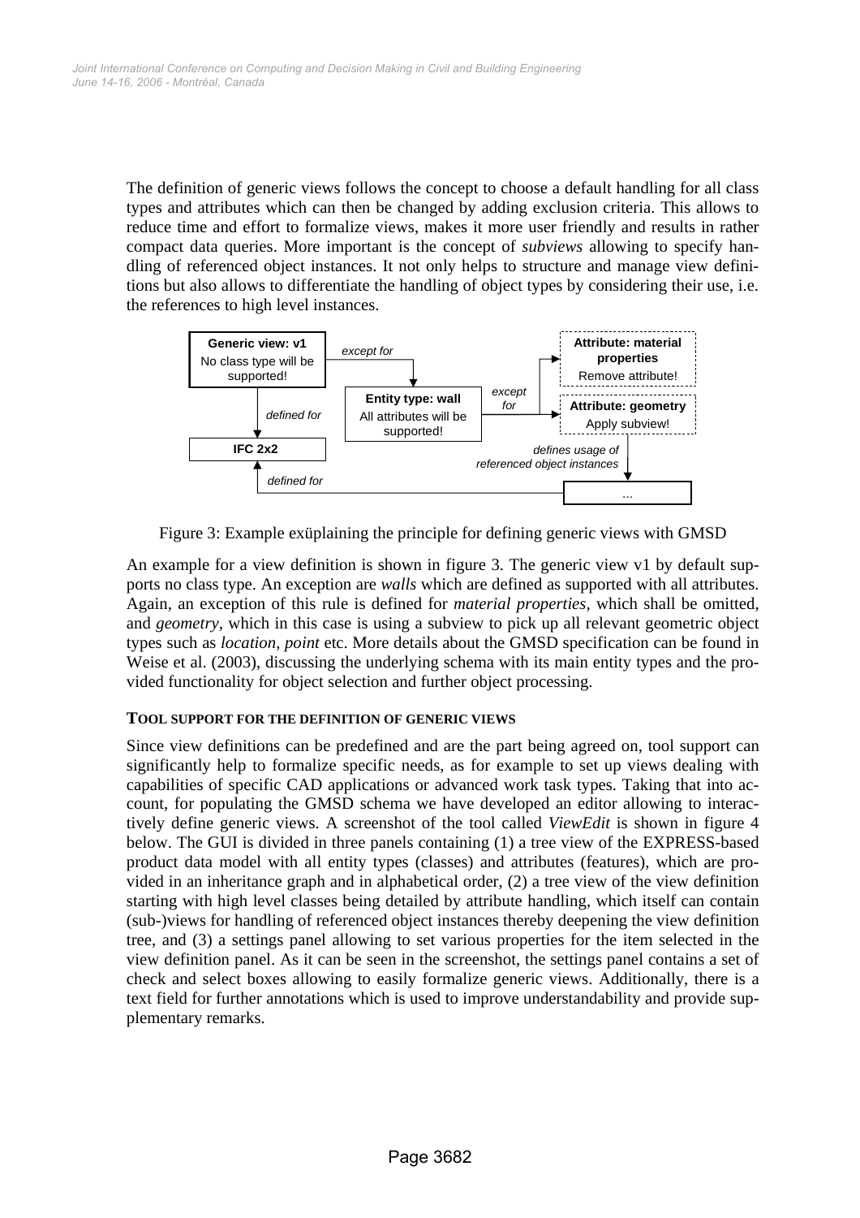The definition of generic views follows the concept to choose a default handling for all class types and attributes which can then be changed by adding exclusion criteria. This allows to reduce time and effort to formalize views, makes it more user friendly and results in rather compact data queries. More important is the concept of *subviews* allowing to specify handling of referenced object instances. It not only helps to structure and manage view definitions but also allows to differentiate the handling of object types by considering their use, i.e. the references to high level instances.

Figure 3: Example exüplaining the principle for defining generic views with GMSD

An example for a view definition is shown in figure 3. The generic view v1 by default supports no class type. An exception are *walls* which are defined as supported with all attributes. Again, an exception of this rule is defined for *material properties*, which shall be omitted, and *geometry*, which in this case is using a subview to pick up all relevant geometric object types such as *location*, *point* etc. More details about the GMSD specification can be found in Weise et al. (2003), discussing the underlying schema with its main entity types and the provided functionality for object selection and further object processing.

## TOOL SUPPORT FOR THE DEFINITION OF GENERIC VIEWS

Since view definitions can be predefined and are the part being agreed on, tool support can significantly help to formalize specific needs, as for example to set up views dealing with capabilities of specific CAD applications or advanced work task types. Taking that into account, for populating the GMSD schema we have developed an editor allowing to interactively define generic views. A screenshot of the tool called *ViewEdit* is shown in figure 4 below. The GUI is divided in three panels containing (1) a tree view of the EXPRESS-based product data model with all entity types (classes) and attributes (features), which are provided in an inheritance graph and in alphabetical order, (2) a tree view of the view definition starting with high level classes being detailed by attribute handling, which itself can contain (sub-)views for handling of referenced object instances thereby deepening the view definition tree, and (3) a settings panel allowing to set various properties for the item selected in the view definition panel. As it can be seen in the screenshot, the settings panel contains a set of check and select boxes allowing to easily formalize generic views. Additionally, there is a text field for further annotations which is used to improve understandability and provide supplementary remarks.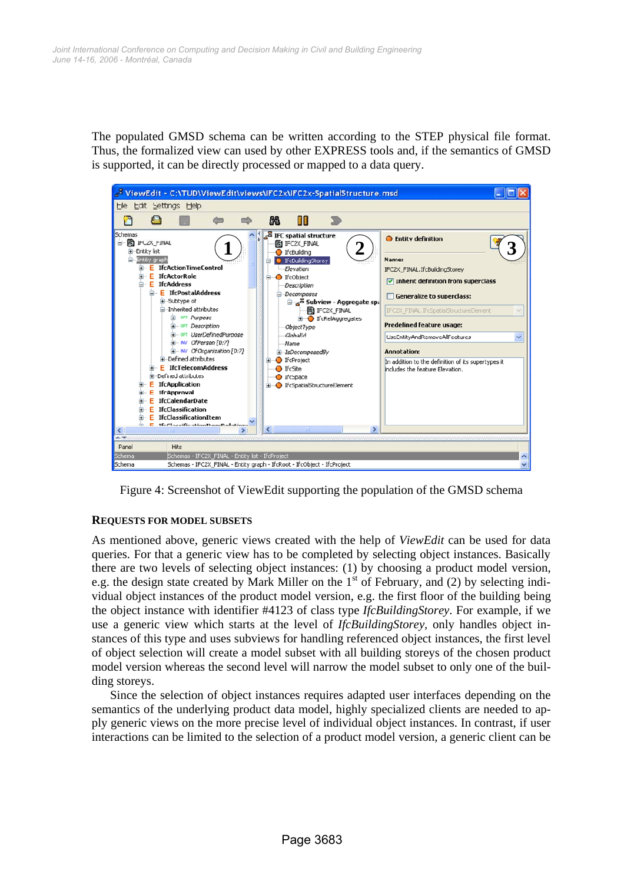The populated GMSD schema can be written according to the STEP physical file format. Thus, the formalized view can used by other EXPRESS tools and, if the semantics of GMSD is supported, it can be directly processed or mapped to a data query.

Figure 4: Screenshot of ViewEdit supporting the population of the GMSD schema

### REQUESTS FOR MODEL SUBSETS

As mentioned above, generic views created with the help of *ViewEdit* can be used for data queries. For that a generic view has to be completed by selecting object instances. Basically there are two levels of selecting object instances: (1) by choosing a product model version, e.g. the design state created by Mark Miller on the 1st of February, and (2) by selecting individual object instances of the product model version, e.g. the first floor of the building being the object instance with identifier #4123 of class type *IfcBuildingStorey*. For example, if we use a generic view which starts at the level of *IfcBuildingStorey*, only handles object instances of this type and uses subviews for handling referenced object instances, the first level of object selection will create a model subset with all building storeys of the chosen product model version whereas the second level will narrow the model subset to only one of the building storeys.

Since the selection of object instances requires adapted user interfaces depending on the semantics of the underlying product data model, highly specialized clients are needed to apply generic views on the more precise level of individual object instances. In contrast, if user interactions can be limited to the selection of a product model version, a generic client can be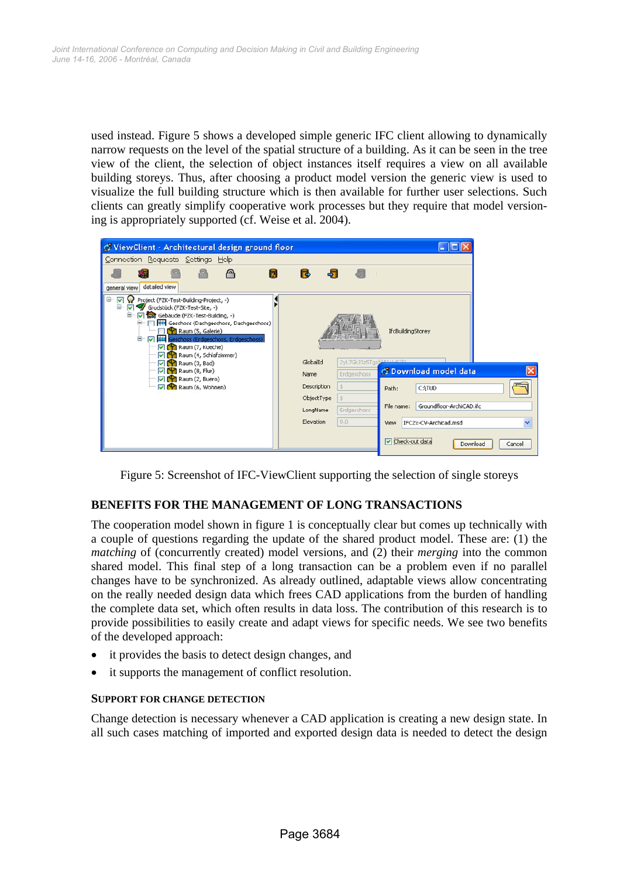used instead. Figure 5 shows a developed simple generic IFC client allowing to dynamically narrow requests on the level of the spatial structure of a building. As it can be seen in the tree view of the client, the selection of object instances itself requires a view on all available building storeys. Thus, after choosing a product model version the generic view is used to visualize the full building structure which is then available for further user selections. Such clients can greatly simplify cooperative work processes but they require that model versioning is appropriately supported (cf. Weise et al. 2004).

Figure 5: Screenshot of IFC-ViewClient supporting the selection of single storeys

## BENEFITS FOR THE MANAGEMENT OF LONG TRANSACTIONS

The cooperation model shown in figure 1 is conceptually clear but comes up technically with a couple of questions regarding the update of the shared product model. These are: (1) the *matching* of (concurrently created) model versions, and (2) their *merging* into the common shared model. This final step of a long transaction can be a problem even if no parallel changes have to be synchronized. As already outlined, adaptable views allow concentrating on the really needed design data which frees CAD applications from the burden of handling the complete data set, which often results in data loss. The contribution of this research is to provide possibilities to easily create and adapt views for specific needs. We see two benefits of the developed approach:

- it provides the basis to detect design changes, and
- it supports the management of conflict resolution.

### SUPPORT FOR CHANGE DETECTION

Change detection is necessary whenever a CAD application is creating a new design state. In all such cases matching of imported and exported design data is needed to detect the design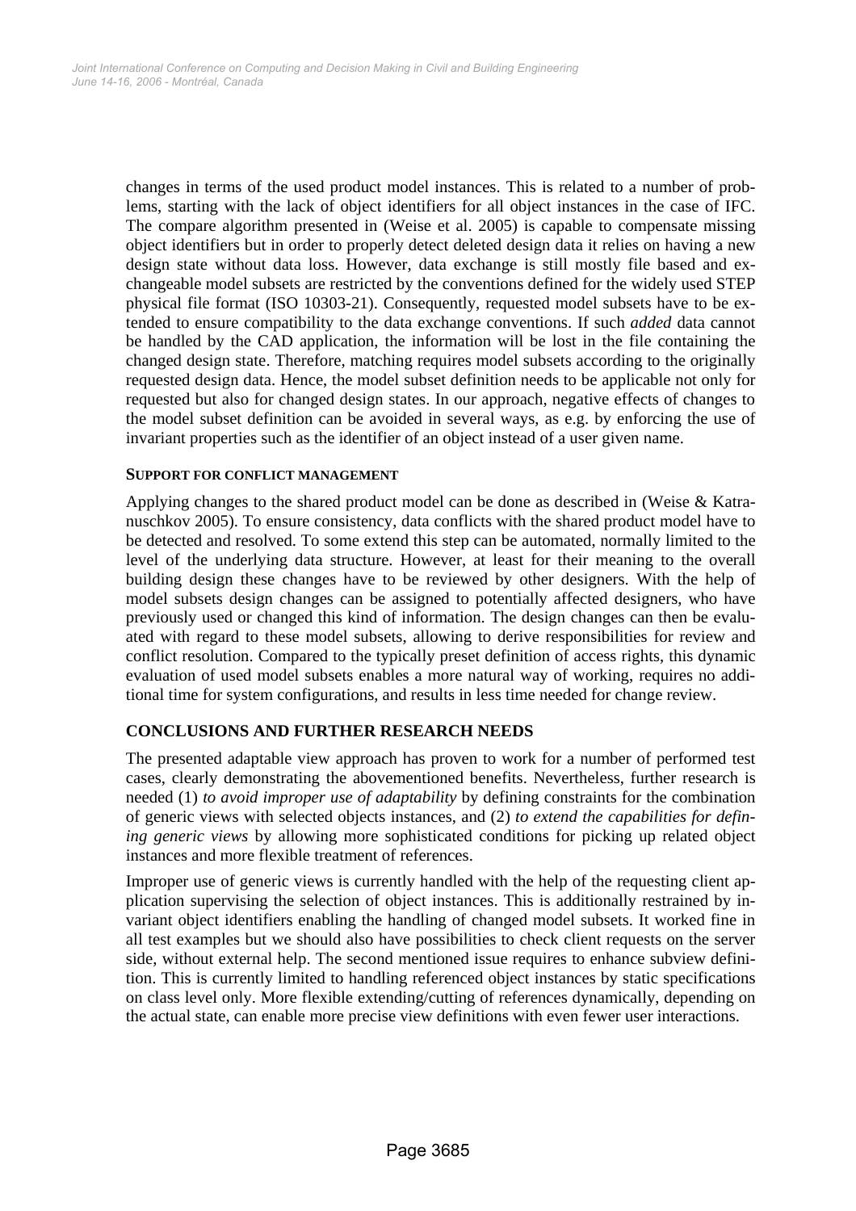changes in terms of the used product model instances. This is related to a number of problems, starting with the lack of object identifiers for all object instances in the case of IFC. The compare algorithm presented in (Weise et al. 2005) is capable to compensate missing object identifiers but in order to properly detect deleted design data it relies on having a new design state without data loss. However, data exchange is still mostly file based and exchangeable model subsets are restricted by the conventions defined for the widely used STEP physical file format (ISO 10303-21). Consequently, requested model subsets have to be extended to ensure compatibility to the data exchange conventions. If such *added* data cannot be handled by the CAD application, the information will be lost in the file containing the changed design state. Therefore, matching requires model subsets according to the originally requested design data. Hence, the model subset definition needs to be applicable not only for requested but also for changed design states. In our approach, negative effects of changes to the model subset definition can be avoided in several ways, as e.g. by enforcing the use of invariant properties such as the identifier of an object instead of a user given name.

#### SUPPORT FOR CONFLICT MANAGEMENT

Applying changes to the shared product model can be done as described in (Weise & Katranuschkov 2005). To ensure consistency, data conflicts with the shared product model have to be detected and resolved. To some extend this step can be automated, normally limited to the level of the underlying data structure. However, at least for their meaning to the overall building design these changes have to be reviewed by other designers. With the help of model subsets design changes can be assigned to potentially affected designers, who have previously used or changed this kind of information. The design changes can then be evaluated with regard to these model subsets, allowing to derive responsibilities for review and conflict resolution. Compared to the typically preset definition of access rights, this dynamic evaluation of used model subsets enables a more natural way of working, requires no additional time for system configurations, and results in less time needed for change review.

### CONCLUSIONS AND FURTHER RESEARCH NEEDS

The presented adaptable view approach has proven to work for a number of performed test cases, clearly demonstrating the abovementioned benefits. Nevertheless, further research is needed (1) *to avoid improper use of adaptability* by defining constraints for the combination of generic views with selected objects instances, and (2) *to extend the capabilities for defining generic views* by allowing more sophisticated conditions for picking up related object instances and more flexible treatment of references.

Improper use of generic views is currently handled with the help of the requesting client application supervising the selection of object instances. This is additionally restrained by invariant object identifiers enabling the handling of changed model subsets. It worked fine in all test examples but we should also have possibilities to check client requests on the server side, without external help. The second mentioned issue requires to enhance subview definition. This is currently limited to handling referenced object instances by static specifications on class level only. More flexible extending/cutting of references dynamically, depending on the actual state, can enable more precise view definitions with even fewer user interactions.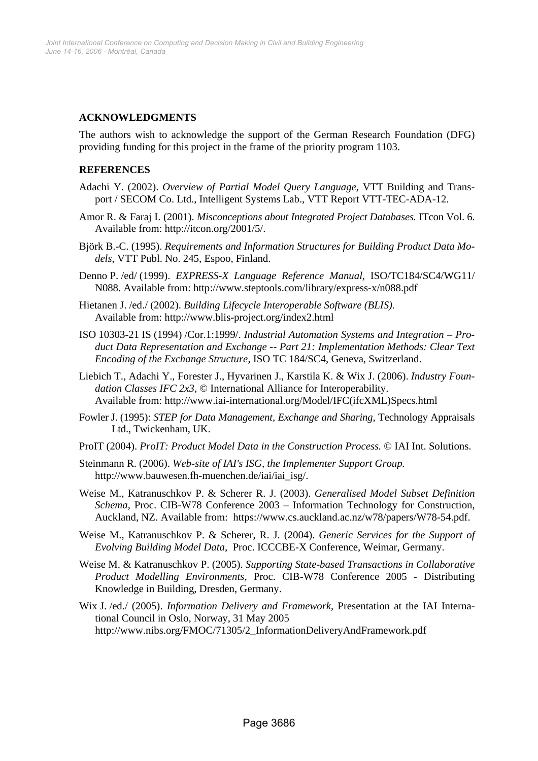## ACKNOWLEDGMENTS

The authors wish to acknowledge the support of the German Research Foundation (DFG) providing funding for this project in the frame of the priority program 1103.

## REFERENCES

Adachi Y. (2002). *Overview of Partial Model Query Language*, VTT Building and Transport / SECOM Co. Ltd., Intelligent Systems Lab., VTT Report VTT-TEC-ADA-12.

Amor R. & Faraj I. (2001). *Misconceptions about Integrated Project Databases.* ITcon Vol. 6. Available from: http://itcon.org/2001/5/.

Björk B.-C. (1995). *Requirements and Information Structures for Building Product Data Models*, VTT Publ. No. 245, Espoo, Finland.

Denno P. /ed/ (1999). *EXPRESS-X Language Reference Manual*, ISO/TC184/SC4/WG11/ N088. Available from: http://www.steptools.com/library/express-x/n088.pdf

Hietanen J. /ed./ (2002). *Building Lifecycle Interoperable Software (BLIS).* Available from: http://www.blis-project.org/index2.html

ISO 10303-21 IS (1994) /Cor.1:1999/. *Industrial Automation Systems and Integration – Product Data Representation and Exchange -- Part 21: Implementation Methods: Clear Text Encoding of the Exchange Structure*, ISO TC 184/SC4, Geneva, Switzerland.

Liebich T., Adachi Y., Forester J., Hyvarinen J., Karstila K. & Wix J. (2006). *Industry Foundation Classes IFC 2x3*, © International Alliance for Interoperability. Available from: http://www.iai-international.org/Model/IFC(ifcXML)Specs.html

Fowler J. (1995): *STEP for Data Management, Exchange and Sharing*, Technology Appraisals Ltd., Twickenham, UK.

ProIT (2004). *ProIT: Product Model Data in the Construction Process.* © IAI Int. Solutions.

Steinmann R. (2006). *Web-site of IAI's ISG, the Implementer Support Group.* http://www.bauwesen.fh-muenchen.de/iai/iai_isg/.

Weise M., Katranuschkov P. & Scherer R. J. (2003). *Generalised Model Subset Definition Schema*, Proc. CIB-W78 Conference 2003 – Information Technology for Construction, Auckland, NZ. Available from: https://www.cs.auckland.ac.nz/w78/papers/W78-54.pdf.

Weise M., Katranuschkov P. & Scherer, R. J. (2004). *Generic Services for the Support of Evolving Building Model Data*, Proc. ICCCBE-X Conference, Weimar, Germany.

Weise M. & Katranuschkov P. (2005). *Supporting State-based Transactions in Collaborative Product Modelling Environments*, Proc. CIB-W78 Conference 2005 - Distributing Knowledge in Building, Dresden, Germany.

Wix J. /ed./ (2005). *Information Delivery and Framework*, Presentation at the IAI International Council in Oslo, Norway, 31 May 2005 http://www.nibs.org/FMOC/71305/2_InformationDeliveryAndFramework.pdf